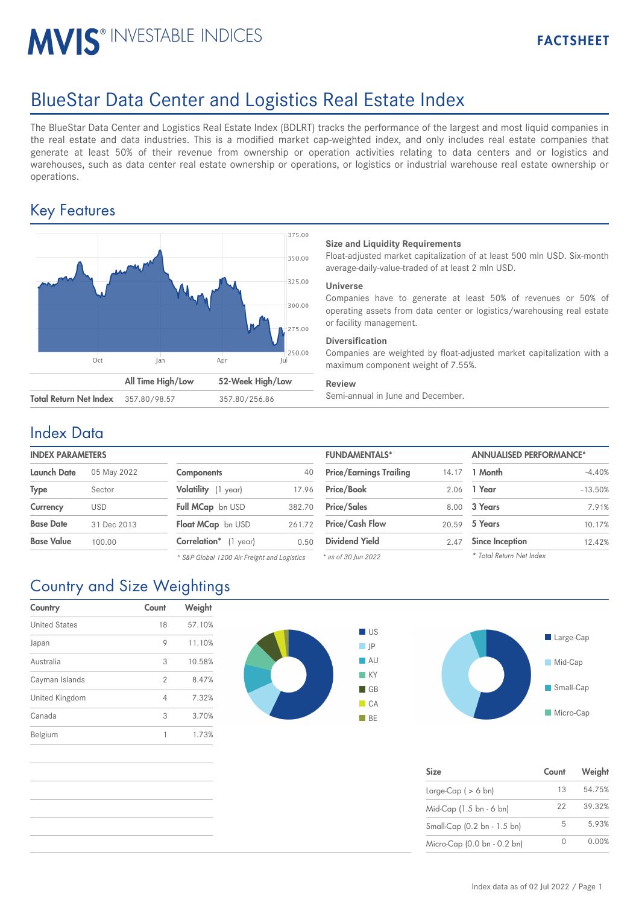# MVIS® INVESTABLE INDICES

**FACTSHEET**

# BlueStar Data Center and Logistics Real Estate Index

The BlueStar Data Center and Logistics Real Estate Index (BDLRT) tracks the performance of the largest and most liquid companies in the real estate and data industries. This is a modified market cap-weighted index, and only includes real estate companies that generate at least 50% of their revenue from ownership or operation activities relating to data centers and or logistics and warehouses, such as data center real estate ownership or operations, or logistics or industrial warehouse real estate ownership or operations.

## Key Features

| | All Time High/Low | 52-Week High/Low |
|---|---|---|
| **Total Return Net Index** | 357.80/98.57 | 357.80/256.86 |

**Size and Liquidity Requirements**
Float-adjusted market capitalization of at least 500 mln USD. Six-month average-daily-value-traded of at least 2 mln USD.

**Universe**
Companies have to generate at least 50% of revenues or 50% of operating assets from data center or logistics/warehousing real estate or facility management.

**Diversification**
Companies are weighted by float-adjusted market capitalization with a maximum component weight of 7.55%.

**Review**
Semi-annual in June and December.

## Index Data

**INDEX PARAMETERS**

| | |
|---|---|
| **Launch Date** | 05 May 2022 |
| **Type** | Sector |
| **Currency** | USD |
| **Base Date** | 31 Dec 2013 |
| **Base Value** | 100.00 |

| | |
|---|---|
| **Components** | 40 |
| **Volatility** (1 year) | 17.96 |
| **Full MCap** bn USD | 382.70 |
| **Float MCap** bn USD | 261.72 |
| **Correlation*** (1 year) | 0.50 |

*\* S&P Global 1200 Air Freight and Logistics*

**FUNDAMENTALS***

| | |
|---|---|
| **Price/Earnings Trailing** | 14.17 |
| **Price/Book** | 2.06 |
| **Price/Sales** | 8.00 |
| **Price/Cash Flow** | 20.59 |
| **Dividend Yield** | 2.47 |

*\* as of 30 Jun 2022*

**ANNUALISED PERFORMANCE***

| | |
|---|---|
| **1 Month** | -4.40% |
| **1 Year** | -13.50% |
| **3 Years** | 7.91% |
| **5 Years** | 10.17% |
| **Since Inception** | 12.42% |

*\* Total Return Net Index*

## Country and Size Weightings

| Country | Count | Weight |
|---|---|---|
| United States | 18 | 57.10% |
| Japan | 9 | 11.10% |
| Australia | 3 | 10.58% |
| Cayman Islands | 2 | 8.47% |
| United Kingdom | 4 | 7.32% |
| Canada | 3 | 3.70% |
| Belgium | 1 | 1.73% |

| Size | Count | Weight |
|---|---|---|
| Large-Cap ( > 6 bn) | 13 | 54.75% |
| Mid-Cap (1.5 bn - 6 bn) | 22 | 39.32% |
| Small-Cap (0.2 bn - 1.5 bn) | 5 | 5.93% |
| Micro-Cap (0.0 bn - 0.2 bn) | 0 | 0.00% |

Index data as of 02 Jul 2022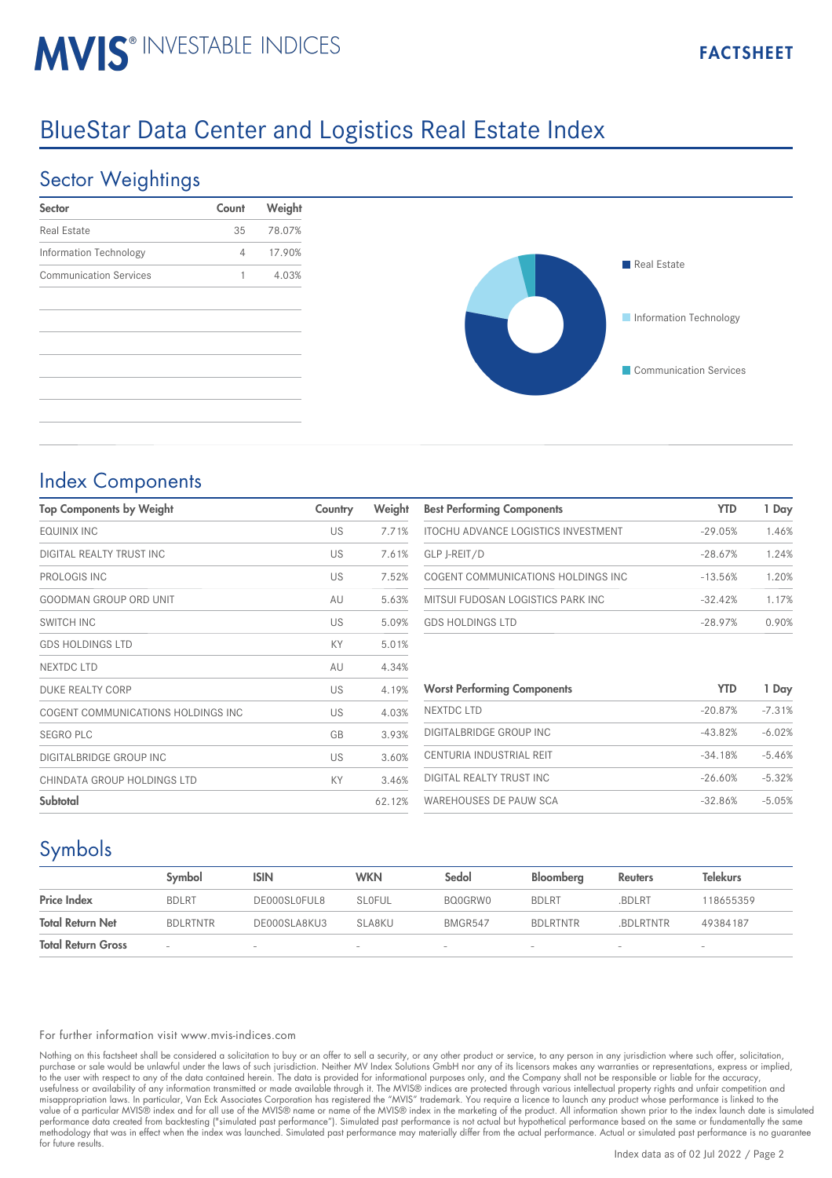# BlueStar Data Center and Logistics Real Estate Index

## Sector Weightings

| Sector | Count | Weight |
|---|---|---|
| Real Estate | 35 | 78.07% |
| Information Technology | 4 | 17.90% |
| Communication Services | 1 | 4.03% |

Real Estate
Information Technology
Communication Services

## Index Components

| Top Components by Weight | Country | Weight |
|---|---|---|
| EQUINIX INC | US | 7.71% |
| DIGITAL REALTY TRUST INC | US | 7.61% |
| PROLOGIS INC | US | 7.52% |
| GOODMAN GROUP ORD UNIT | AU | 5.63% |
| SWITCH INC | US | 5.09% |
| GDS HOLDINGS LTD | KY | 5.01% |
| NEXTDC LTD | AU | 4.34% |
| DUKE REALTY CORP | US | 4.19% |
| COGENT COMMUNICATIONS HOLDINGS INC | US | 4.03% |
| SEGRO PLC | GB | 3.93% |
| DIGITALBRIDGE GROUP INC | US | 3.60% |
| CHINDATA GROUP HOLDINGS LTD | KY | 3.46% |
| **Subtotal** | | 62.12% |

| Best Performing Components | YTD | 1 Day |
|---|---|---|
| ITOCHU ADVANCE LOGISTICS INVESTMENT | -29.05% | 1.46% |
| GLP J-REIT/D | -28.67% | 1.24% |
| COGENT COMMUNICATIONS HOLDINGS INC | -13.56% | 1.20% |
| MITSUI FUDOSAN LOGISTICS PARK INC | -32.42% | 1.17% |
| GDS HOLDINGS LTD | -28.97% | 0.90% |

| Worst Performing Components | YTD | 1 Day |
|---|---|---|
| NEXTDC LTD | -20.87% | -7.31% |
| DIGITALBRIDGE GROUP INC | -43.82% | -6.02% |
| CENTURIA INDUSTRIAL REIT | -34.18% | -5.46% |
| DIGITAL REALTY TRUST INC | -26.60% | -5.32% |
| WAREHOUSES DE PAUW SCA | -32.86% | -5.05% |

## Symbols

| | Symbol | ISIN | WKN | Sedol | Bloomberg | Reuters | Telekurs |
|---|---|---|---|---|---|---|---|
| **Price Index** | BDLRT | DE000SL0FUL8 | SL0FUL | BQ0GRW0 | BDLRT | .BDLRT | 118655359 |
| **Total Return Net** | BDLRTNTR | DE000SLA8KU3 | SLA8KU | BMGR547 | BDLRTNTR | .BDLRTNTR | 49384187 |
| **Total Return Gross** | - | - | - | - | - | - | - |

For further information visit www.mvis-indices.com

Nothing on this factsheet shall be considered a solicitation to buy or an offer to sell a security, or any other product or service, to any person in any jurisdiction where such offer, solicitation, purchase or sale would be unlawful under the laws of such jurisdiction. Neither MV Index Solutions GmbH nor any of its licensors makes any warranties or representations, express or implied, to the user with respect to any of the data contained herein. The data is provided for informational purposes only, and the Company shall not be responsible or liable for the accuracy, usefulness or availability of any information transmitted or made available through it. The MVIS® indices are protected through various intellectual property rights and unfair competition and misappropriation laws. In particular, Van Eck Associates Corporation has registered the "MVIS" trademark. You require a licence to launch any product whose performance is linked to the value of a particular MVIS® index and for all use of the MVIS® name or name of the MVIS® index in the marketing of the product. All information shown prior to the index launch date is simulated performance data created from backtesting ("simulated past performance"). Simulated past performance is not actual but hypothetical performance based on the same or fundamentally the same methodology that was in effect when the index was launched. Simulated past performance may materially differ from the actual performance. Actual or simulated past performance is no guarantee for future results.

Index data as of 02 Jul 2022